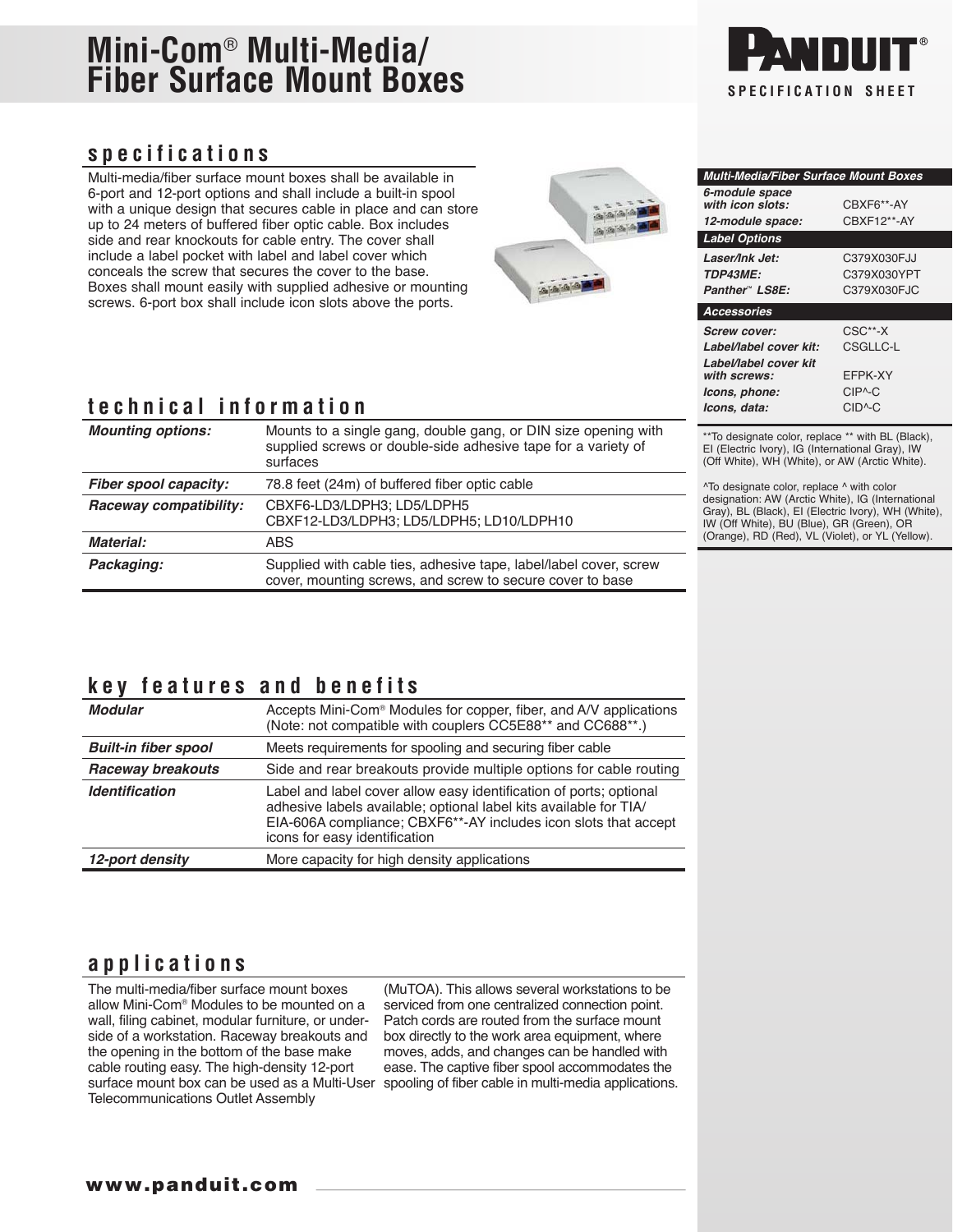# Mini-Com® Multi-Media/ Fiber Surface Mount Boxes

PANDUIT®

SPECIFICATION SHEET

## specifications

Multi-media/fiber surface mount boxes shall be available in 6-port and 12-port options and shall include a built-in spool with a unique design that secures cable in place and can store up to 24 meters of buffered fiber optic cable. Box includes side and rear knockouts for cable entry. The cover shall include a label pocket with label and label cover which conceals the screw that secures the cover to the base. Boxes shall mount easily with supplied adhesive or mounting screws. 6-port box shall include icon slots above the ports.

## technical information

| | |
|---|---|
| ***Mounting options:*** | Mounts to a single gang, double gang, or DIN size opening with supplied screws or double-side adhesive tape for a variety of surfaces |
| ***Fiber spool capacity:*** | 78.8 feet (24m) of buffered fiber optic cable |
| ***Raceway compatibility:*** | CBXF6-LD3/LDPH3; LD5/LDPH5<br>CBXF12-LD3/LDPH3; LD5/LDPH5; LD10/LDPH10 |
| ***Material:*** | ABS |
| ***Packaging:*** | Supplied with cable ties, adhesive tape, label/label cover, screw cover, mounting screws, and screw to secure cover to base |

## key features and benefits

| | |
|---|---|
| ***Modular*** | Accepts Mini-Com® Modules for copper, fiber, and A/V applications (Note: not compatible with couplers CC5E88** and CC688**.) |
| ***Built-in fiber spool*** | Meets requirements for spooling and securing fiber cable |
| ***Raceway breakouts*** | Side and rear breakouts provide multiple options for cable routing |
| ***Identification*** | Label and label cover allow easy identification of ports; optional adhesive labels available; optional label kits available for TIA/EIA-606A compliance; CBXF6**-AY includes icon slots that accept icons for easy identification |
| ***12-port density*** | More capacity for high density applications |

## applications

The multi-media/fiber surface mount boxes allow Mini-Com® Modules to be mounted on a wall, filing cabinet, modular furniture, or underside of a workstation. Raceway breakouts and the opening in the bottom of the base make cable routing easy. The high-density 12-port surface mount box can be used as a Multi-User Telecommunications Outlet Assembly (MuTOA). This allows several workstations to be serviced from one centralized connection point. Patch cords are routed from the surface mount box directly to the work area equipment, where moves, adds, and changes can be handled with ease. The captive fiber spool accommodates the spooling of fiber cable in multi-media applications.

| ***Multi-Media/Fiber Surface Mount Boxes*** | |
|---|---|
| ***6-module space with icon slots:*** | CBXF6**-AY |
| ***12-module space:*** | CBXF12**-AY |
| ***Label Options*** | |
| ***Laser/Ink Jet:*** | C379X030FJJ |
| ***TDP43ME:*** | C379X030YPT |
| ***Panther™ LS8E:*** | C379X030FJC |
| ***Accessories*** | |
| ***Screw cover:*** | CSC**-X |
| ***Label/label cover kit:*** | CSGLLC-L |
| ***Label/label cover kit with screws:*** | EFPK-XY |
| ***Icons, phone:*** | CIP^-C |
| ***Icons, data:*** | CID^-C |

**To designate color, replace ** with BL (Black), EI (Electric Ivory), IG (International Gray), IW (Off White), WH (White), or AW (Arctic White).

^To designate color, replace ^ with color designation: AW (Arctic White), IG (International Gray), BL (Black), EI (Electric Ivory), WH (White), IW (Off White), BU (Blue), GR (Green), OR (Orange), RD (Red), VL (Violet), or YL (Yellow).

www.panduit.com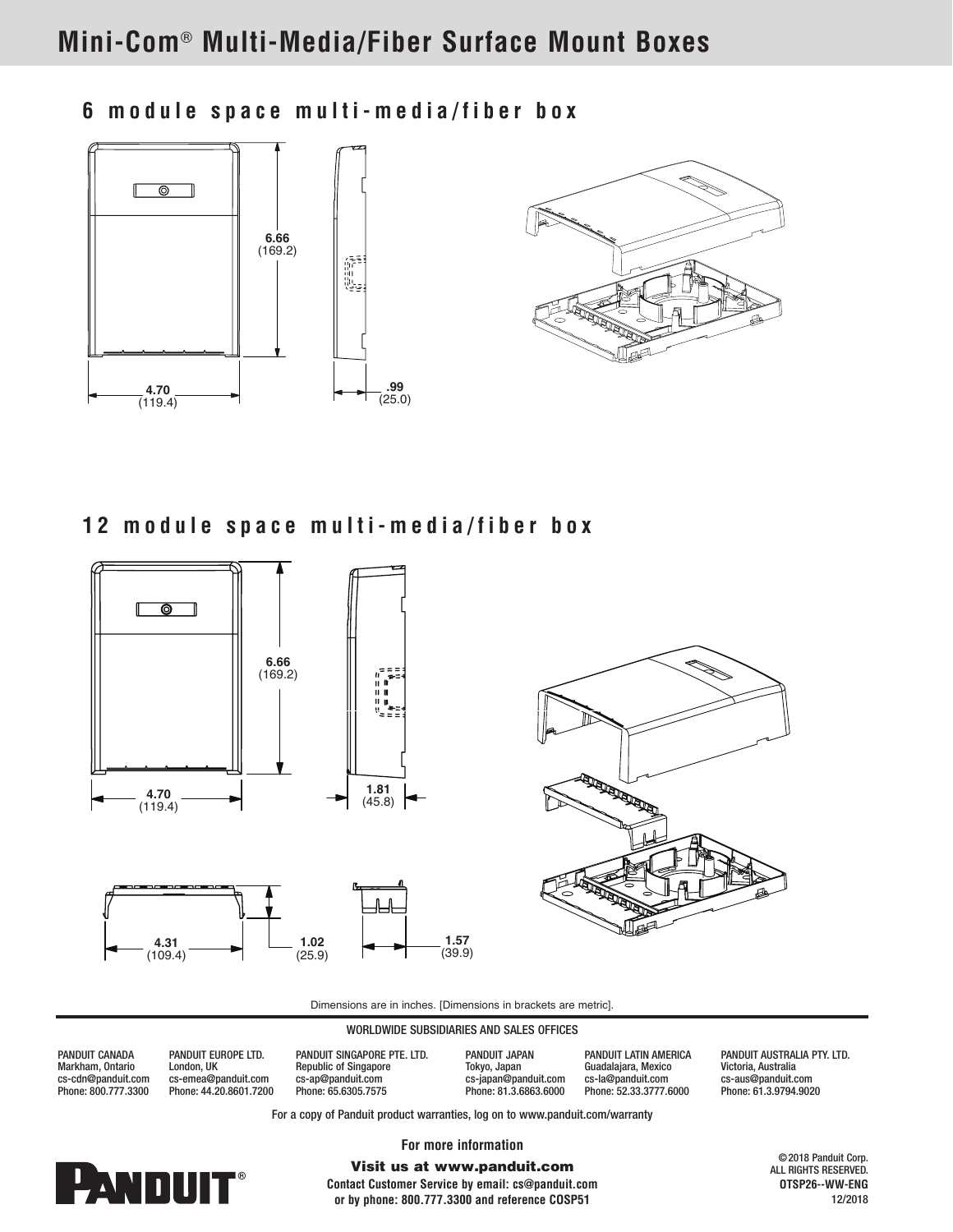# Mini-Com® Multi-Media/Fiber Surface Mount Boxes

## 6 module space multi-media/fiber box

6.66
(169.2)

4.70
(119.4)

.99
(25.0)

## 12 module space multi-media/fiber box

6.66
(169.2)

4.70
(119.4)

1.81
(45.8)

4.31
(109.4)

1.02
(25.9)

1.57
(39.9)

Dimensions are in inches. [Dimensions in brackets are metric].

WORLDWIDE SUBSIDIARIES AND SALES OFFICES

PANDUIT CANADA
Markham, Ontario
cs-cdn@panduit.com
Phone: 800.777.3300

PANDUIT EUROPE LTD.
London, UK
cs-emea@panduit.com
Phone: 44.20.8601.7200

PANDUIT SINGAPORE PTE. LTD.
Republic of Singapore
cs-ap@panduit.com
Phone: 65.6305.7575

PANDUIT JAPAN
Tokyo, Japan
cs-japan@panduit.com
Phone: 81.3.6863.6000

PANDUIT LATIN AMERICA
Guadalajara, Mexico
cs-la@panduit.com
Phone: 52.33.3777.6000

PANDUIT AUSTRALIA PTY. LTD.
Victoria, Australia
cs-aus@panduit.com
Phone: 61.3.9794.9020

For a copy of Panduit product warranties, log on to www.panduit.com/warranty

PANDUIT®

**For more information**

**Visit us at www.panduit.com**

**Contact Customer Service by email: cs@panduit.com**
**or by phone: 800.777.3300 and reference COSP51**

©2018 Panduit Corp.
ALL RIGHTS RESERVED.
**OTSP26--WW-ENG**
12/2018